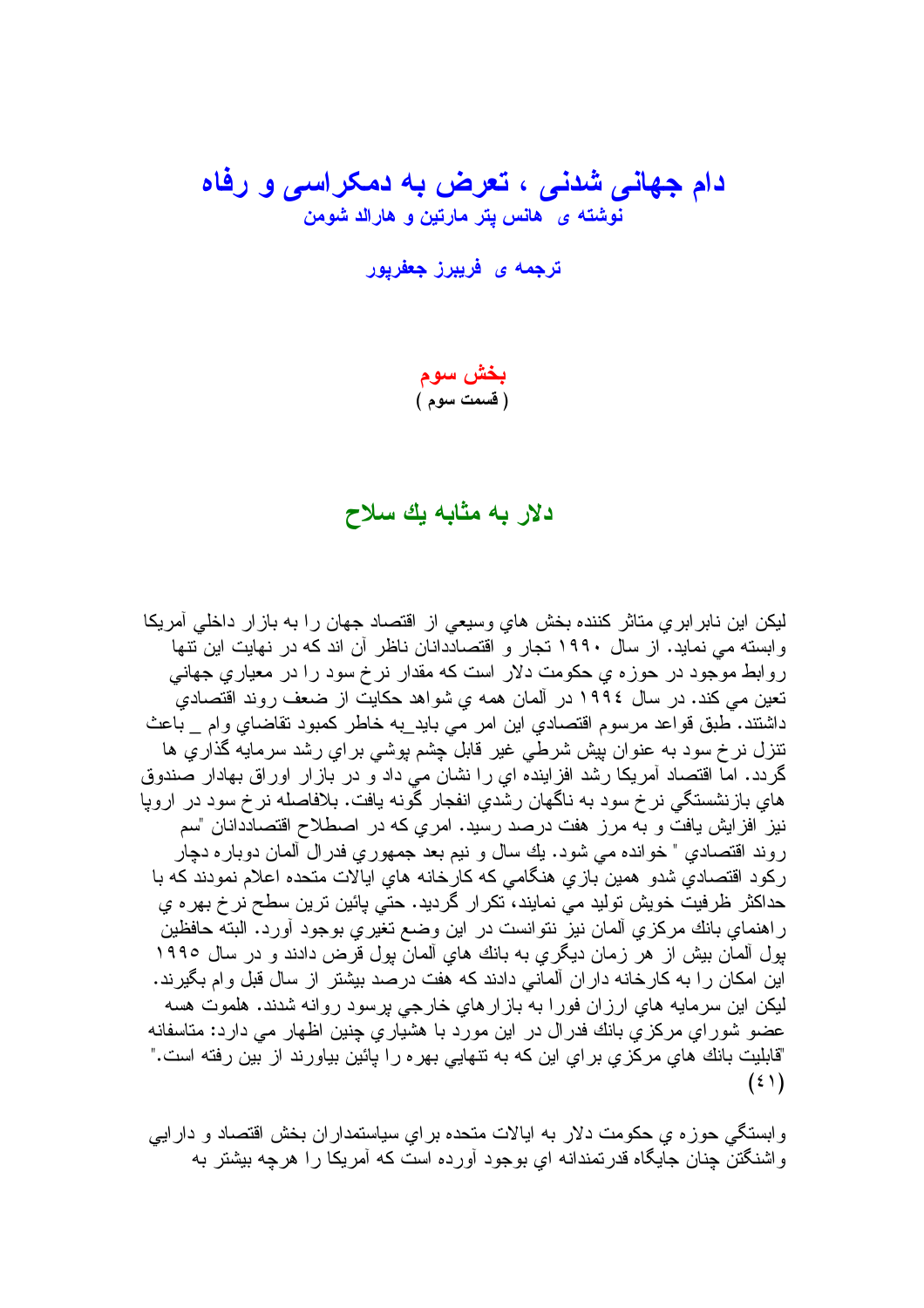# دام جهانی شدنی ، تعرض به دمکراسی و رفاه

**نوشته ی هانس پتر مارتین و هارالد شومن**

**ترجمه ی فریبرز جعفرپور**

**بخش سوم**
**( قسمت سوم )**

## دلار به مثابه يك سلاح

ليكن اين نابرابري متاثر كننده بخش هاي وسيعي از اقتصاد جهان را به بازار داخلي آمريكا وابسته مي نمايد. از سال ۱۹۹۰ تجار و اقتصاددانان ناظر آن اند كه در نهايت اين تنها روابط موجود در حوزه ي حكومت دلار است كه مقدار نرخ سود را در معياري جهاني تعين مي كند. در سال ۱۹۹٤ در آلمان همه ي شواهد حكايت از ضعف روند اقتصادي داشتند. طبق قواعد مرسوم اقتصادي اين امر مي بايد_به خاطر كمبود تقاضاي وام _ باعث تنزل نرخ سود به عنوان پيش شرطي غير قابل چشم پوشي براي رشد سرمايه گذاري ها گردد. اما اقتصاد آمريكا رشد افزاينده اي را نشان مي داد و در بازار اوراق بهادار صندوق هاي بازنشستگي نرخ سود به ناگهان رشدي انفجار گونه يافت. بلافاصله نرخ سود در اروپا نيز افزايش يافت و به مرز هفت درصد رسيد. امري كه در اصطلاح اقتصاددانان "سم روند اقتصادي " خوانده مي شود. يك سال و نيم بعد جمهوري فدرال آلمان دوباره دچار ركود اقتصادي شدو همين بازي هنگامي كه كارخانه هاي ايالات متحده اعلام نمودند كه با حداكثر ظرفيت خويش توليد مي نمايند، تكرار گرديد. حتي پائين ترين سطح نرخ بهره ي راهنماي بانك مركزي آلمان نيز نتوانست در اين وضع تغيري بوجود آورد. البته حافظين پول آلمان بيش از هر زمان ديگري به بانك هاي آلمان پول قرض دادند و در سال ۱۹۹۵ اين امكان را به كارخانه داران آلماني دادند كه هفت درصد بيشتر از سال قبل وام بگيرند. ليكن اين سرمايه هاي ارزان فورا به بازارهاي خارجي پرسود روانه شدند. هلموت هسه عضو شوراي مركزي بانك فدرال در اين مورد با هشياري چنين اظهار مي دارد: متاسفانه "قابليت بانك هاي مركزي براي اين كه به تنهايي بهره را پائين بياورند از بين رفته است." (٤۱)

وابستگي حوزه ي حكومت دلار به ايالات متحده براي سياستمداران بخش اقتصاد و دارايي واشنگتن چنان جايگاه قدرتمندانه اي بوجود آورده است كه آمريكا را هرچه بيشتر به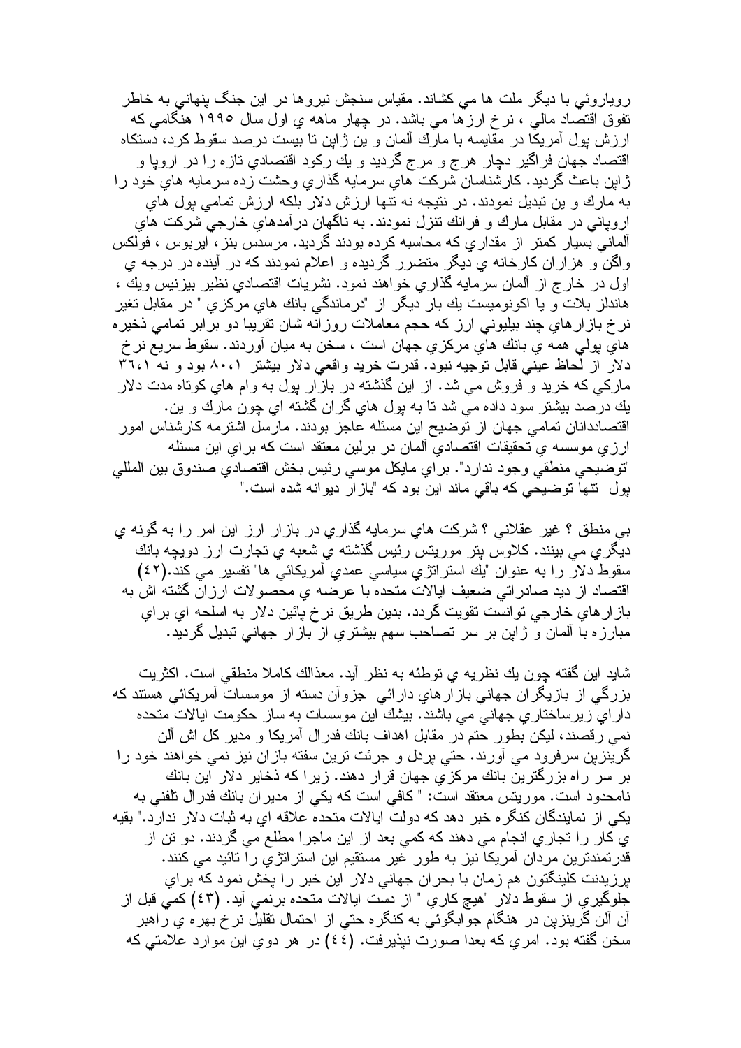رويارويي با ديگر ملت ها مي كشاند. مقياس سنجش نيروها در اين جنگ پنهاني به خاطر تفوق اقتصاد مالي ، نرخ ارزها مي باشد. در چهار ماهه ي اول سال ١٩٩٥ هنگامي كه ارزش پول آمريكا در مقايسه با مارك آلمان و ين ژاپن تا بيست درصد سقوط كرد، دستگاه اقتصاد جهان فراگير دچار هرج و مرج گرديد و يك ركود اقتصادي تازه را در اروپا و ژاپن باعث گرديد. كارشناسان شركت هاي سرمايه گذاري وحشت زده سرمايه هاي خود را به مارك و ين تبديل نمودند. در نتيجه نه تنها ارزش دلار بلكه ارزش تمامي پول هاي اروپائي در مقابل مارك و فرانك تنزل نمودند. به ناگهان درآمدهاي خارجي شركت هاي آلماني بسيار كمتر از مقداري كه محاسبه كرده بودند گرديد. مرسدس بنز، ايربوس ، فولكس واگن و هزاران كارخانه ي ديگر متضرر گرديده و اعلام نمودند كه در آينده در درجه ي اول در خارج از آلمان سرمايه گذاري خواهند نمود. نشريات اقتصادي نظير بيزنيس ويك ، هاندلز بلات و يا اكونوميست يك بار ديگر از "درماندگي بانك هاي مركزي " در مقابل تغير نرخ بازارهاي چند بيليوني ارز كه حجم معاملات روزانه شان تقريبا دو برابر تمامي ذخيره هاي پولي همه ي بانك هاي مركزي جهان است ، سخن به ميان آوردند. سقوط سريع نرخ دلار از لحاظ عيني قابل توجيه نبود. قدرت خريد واقعي دلار بيشتر ١،٨٠ بود و نه ١،٣٦ ماركي كه خريد و فروش مي شد. از اين گذشته در بازار پول به وام هاي كوتاه مدت دلار يك درصد بيشتر سود داده مي شد تا به پول هاي گران گشته اي چون مارك و ين. اقتصاددانان تمامي جهان از توضيح اين مسئله عاجز بودند. مارسل اشترمه كارشناس امور ارزي موسسه ي تحقيقات اقتصادي آلمان در برلين معتقد است كه براي اين مسئله "توضيحي منطقي وجود ندارد". براي مايكل موسي رئيس بخش اقتصادي صندوق بين المللي پول تنها توضيحي كه باقي ماند اين بود كه "بازار ديوانه شده است."

بي منطق ؟ غير عقلاني ؟ شركت هاي سرمايه گذاري در بازار ارز اين امر را به گونه ي ديگري مي بينند. كلاوس پتر موريتس رئيس گذشته ي شعبه ي تجارت ارز دويچه بانك سقوط دلار را به عنوان "يك استراتژي سياسي عمدي آمريكائي" تفسير مي كند.(٤٢) اقتصاد از ديد صادراتي ضعيف ايالات متحده با عرضه ي محصولات ارزان گشته اش به بازارهاي خارجي توانست تقويت گردد. بدين طريق نرخ پائين دلار به اسلحه اي براي مبارزه با آلمان و ژاپن بر سر تصاحب سهم بيشتري از بازار جهاني تبديل گرديد.

شايد اين گفته چون يك نظريه ي توطئه به نظر آيد. معذالك كاملا منطقي است. اكثريت بزرگي از بازيگران جهاني بازارهاي دارائي جزوآن دسته از موسسات آمريكائي هستند كه داراي زيرساختاري جهاني مي باشند. بيشك اين موسسات به ساز حكومت ايالات متحده نمي رقصند، ليكن بطور حتم در مقابل اهداف بانك فدرال آمريكا و مدير كل اش آلن گرينزپن سرفرود مي آورند. حتي پردل و جرئت ترين سفته بازان نيز نمي خواهند خود را بر سر راه بزرگترين بانك مركزي جهان قرار دهند. زيرا كه ذخاير دلار اين بانك نامحدود است. موريتس معتقد است: " كافي است كه يكي از مديران بانك فدرال تلفني به يكي از نمايندگان كنگره خبر دهد كه دولت ايالات متحده علاقه اي به ثبات دلار ندارد." بقيه ي كار را تجاري انجام مي دهند كه كمي بعد از اين ماجرا مطلع مي گردند. دو تن از قدرتمندترين مردان آمريكا نيز به طور غير مستقيم اين استراتژي را تائيد مي كنند. پرزيدنت كلينگتون هم زمان با بحران جهاني دلار اين خبر را پخش نمود كه براي جلوگيري از سقوط دلار "هيچ كاري " از دست ايالات متحده برنمي آيد. (٤٣) كمي قبل از آن آلن گرينزپن در هنگام جوابگوئي به كنگره حتي از احتمال تقليل نرخ بهره ي راهبر سخن گفته بود. امري كه بعدا صورت نپذيرفت. (٤٤) در هر دوي اين موارد علامتي كه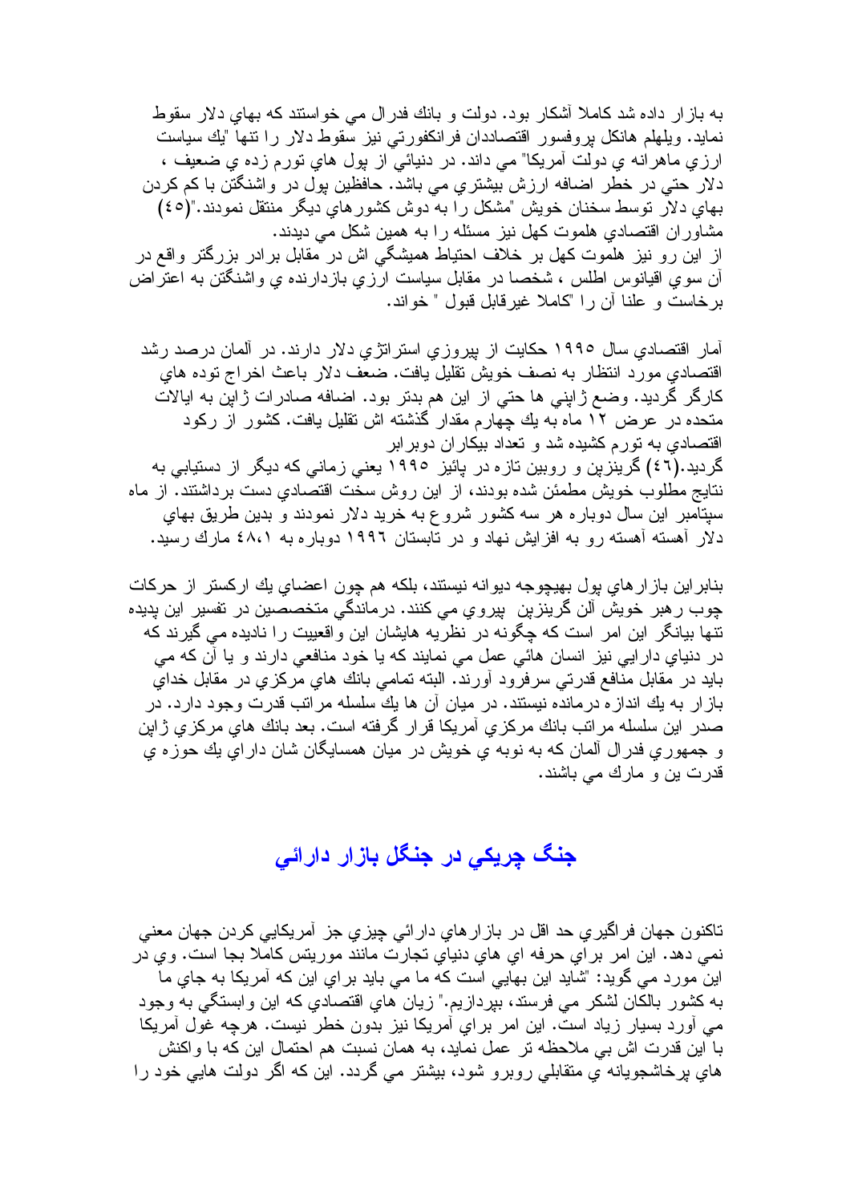به بازار داده شد كاملا آشكار بود. دولت و بانك فدرال مي خواستند كه بهاي دلار سقوط نمايد. ويلهلم هانكل پروفسور اقتصاددان فرانكفورتي نيز سقوط دلار را تنها "يك سياست ارزي ماهرانه ي دولت آمريكا" مي داند. در دنيائي از پول هاي تورم زده ي ضعيف ، دلار حتي در خطر اضافه ارزش بيشتري مي باشد. حافظين پول در واشنگتن با كم كردن بهاي دلار توسط سخنان خويش "مشكل را به دوش كشورهاي ديگر منتقل نمودند."(٤٥)
مشاوران اقتصادي هلموت كهل نيز مسئله را به همين شكل مي ديدند.
از اين رو نيز هلموت كهل بر خلاف احتياط هميشگي اش در مقابل برادر بزرگتر واقع در آن سوي اقيانوس اطلس ، شخصا در مقابل سياست ارزي بازدارنده ي واشنگتن به اعتراض برخاست و علنا آن را "كاملا غيرقابل قبول " خواند.

آمار اقتصادي سال ١٩٩٥ حكايت از پيروزي استراتژي دلار دارند. در آلمان درصد رشد اقتصادي مورد انتظار به نصف خويش تقليل يافت. ضعف دلار باعث اخراج توده هاي كارگر گرديد. وضع ژاپني ها حتي از اين هم بدتر بود. اضافه صادرات ژاپن به ايالات متحده در عرض ١٢ ماه به يك چهارم مقدار گذشته اش تقليل يافت. كشور از ركود اقتصادي به تورم كشيده شد و تعداد بيكاران دوبرابر
گرديد.(٤٦) گرينزپن و روبين تازه در پائيز ١٩٩٥ يعني زماني كه ديگر از دستيابي به نتايج مطلوب خويش مطمئن شده بودند، از اين روش سخت اقتصادي دست برداشتند. از ماه سپتامبر اين سال دوباره هر سه كشور شروع به خريد دلار نمودند و بدين طريق بهاي دلار آهسته آهسته رو به افزايش نهاد و در تابستان ١٩٩٦ دوباره به ٤٨،١ مارك رسيد.

بنابراين بازارهاي پول بهيچوجه ديوانه نيستند، بلكه هم چون اعضاي يك اركستر از حركات چوب رهبر خويش آلن گرينزپن پيروي مي كنند. درماندگي متخصصين در تفسير اين پديده تنها بيانگر اين امر است كه چگونه در نظريه هايشان اين واقعييت را ناديده مي گيرند كه در دنياي دارايي نيز انسان هائي عمل مي نمايند كه يا خود منافعي دارند و يا آن كه مي بايد در مقابل منافع قدرتي سرفرود آورند. البته تمامي بانك هاي مركزي در مقابل خداي بازار به يك اندازه درمانده نيستند. در ميان آن ها يك سلسله مراتب قدرت وجود دارد. در صدر اين سلسله مراتب بانك مركزي آمريكا قرار گرفته است. بعد بانك هاي مركزي ژاپن و جمهوري فدرال آلمان كه به نوبه ي خويش در ميان همسايگان شان داراي يك حوزه ي قدرت ين و مارك مي باشند.

## جنگ چريكي در جنگل بازار دارائي

تاكنون جهان فراگيري حد اقل در بازارهاي دارائي چيزي جز آمريكايي كردن جهان معني نمي دهد. اين امر براي حرفه اي هاي دنياي تجارت مانند موريتس كاملا بجا است. وي در اين مورد مي گويد: "شايد اين بهايي است كه ما مي بايد براي اين كه آمريكا به جاي ما به كشور بالكان لشكر مي فرستد، بپردازيم." زيان هاي اقتصادي كه اين وابستگي به وجود مي آورد بسيار زياد است. اين امر براي آمريكا نيز بدون خطر نيست. هرچه غول آمريكا با اين قدرت اش بي ملاحظه تر عمل نمايد، به همان نسبت هم احتمال اين كه با واكنش هاي پرخاشجويانه ي متقابلي روبرو شود، بيشتر مي گردد. اين كه اگر دولت هايي خود را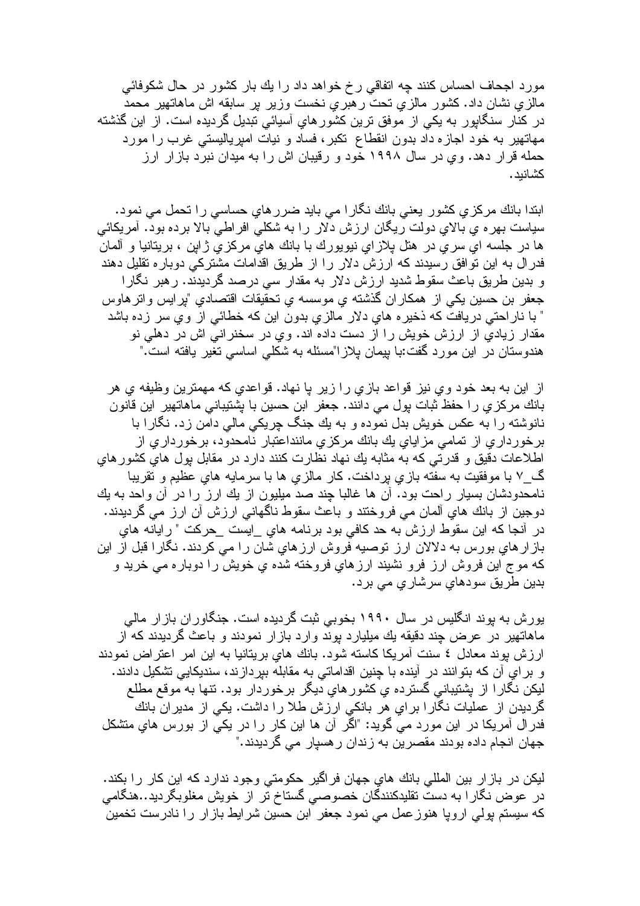مورد اجحاف احساس كنند چه اتفاقي رخ خواهد داد را يك بار كشور در حال شكوفائي مالزي نشان داد. كشور مالزي تحت رهبري نخست وزير پر سابقه اش ماهاتهير محمد در كنار سنگاپور به يكي از موفق ترين كشورهاي آسيائي تبديل گرديده است. از اين گذشته مهاتهير به خود اجازه داد بدون انقطاع تكبر، فساد و نيات امپرياليستي غرب را مورد حمله قرار دهد. وي در سال ۱۹۹۸ خود و رقيبان اش را به ميدان نبرد بازار ارز كشانيد.

ابتدا بانك مركزي كشور يعني بانك نگارا مي بايد ضررهاي حساسي را تحمل مي نمود. سياست بهره ي بالاي دولت ريگان ارزش دلار را به شكلي افراطي بالا برده بود. آمريكائي ها در جلسه اي سري در هتل پلازاي نيويورك با بانك هاي مركزي ژاپن ، بريتانيا و آلمان فدرال به اين توافق رسيدند كه ارزش دلار را از طريق اقدامات مشتركي دوباره تقليل دهند و بدين طريق باعث سقوط شديد ارزش دلار به مقدار سي درصد گرديدند. رهبر نگارا جعفر بن حسين يكي از همكاران گذشته ي موسسه ي تحقيقات اقتصادي "پرايس واترهاوس " با ناراحتي دريافت كه ذخيره هاي دلار مالزي بدون اين كه خطائي از وي سر زده باشد مقدار زيادي از ارزش خويش را از دست داده اند. وي در سخنراني اش در دهلي نو هندوستان در اين مورد گفت:با پيمان پلازا"مسئله به شكلي اساسي تغير يافته است."

از اين به بعد خود وي نيز قواعد بازي را زير پا نهاد. قواعدي كه مهمترين وظيفه ي هر بانك مركزي را حفظ ثبات پول مي دانند. جعفر ابن حسين با پشتيباني ماهاتهير اين قانون نانوشته را به عكس خويش بدل نموده و به يك جنگ چريكي مالي دامن زد. نگارا با برخورداري از تمامي مزاياي يك بانك مركزي مانندااعتبار نامحدود، برخورداري از اطلاعات دقيق و قدرتي كه به مثابه يك نهاد نظارت كنند دارد در مقابل پول هاي كشورهاي گ_۷ با موفقيت به سفته بازي پرداخت. كار مالزي ها با سرمايه هاي عظيم و تقريبا نامحدودشان بسيار راحت بود. آن ها غالبا چند صد ميليون از يك ارز را در آن واحد به يك دوجين از بانك هاي آلمان مي فروختند و باعث سقوط ناگهاني ارزش آن ارز مي گرديدند. در آنجا كه اين سقوط ارزش به حد كافي بود برنامه هاي _ايست _حركت " رايانه هاي بازارهاي بورس به دلالان ارز توصيه فروش ارزهاي شان را مي كردند. نگارا قبل از اين كه موج اين فروش ارز فرو نشيند ارزهاي فروخته شده ي خويش را دوباره مي خريد و بدين طريق سودهاي سرشاري مي برد.

يورش به پوند انگليس در سال ۱۹۹۰ بخوبي ثبت گرديده است. جنگاوران بازار مالي ماهاتهير در عرض چند دقيقه يك ميليارد پوند وارد بازار نمودند و باعث گرديدند كه از ارزش پوند معادل ٤ سنت آمريكا كاسته شود. بانك هاي بريتانيا به اين امر اعتراض نمودند و براي آن كه بتوانند در آينده با چنين اقداماتي به مقابله بپردازند، سنديكايي تشكيل دادند. ليكن نگارا از پشتيباني گسترده ي كشورهاي ديگر برخوردار بود. تنها به موقع مطلع گرديدن از عمليات نگارا براي هر بانكي ارزش طلا را داشت. يكي از مديران بانك فدرال آمريكا در اين مورد مي گويد: "اگر آن ها اين كار را در يكي از بورس هاي متشكل جهان انجام داده بودند مقصرين به زندان رهسپار مي گرديدند."

ليكن در بازار بين المللي بانك هاي جهان فراگير حكومتي وجود ندارد كه اين كار را بكند. در عوض نگارا به دست تقليدكنندگان خصوصي گستاخ تر از خويش مغلوبگرديد..هنگامي كه سيستم پولي اروپا هنوزعمل مي نمود جعفر ابن حسين شرايط بازار را نادرست تخمين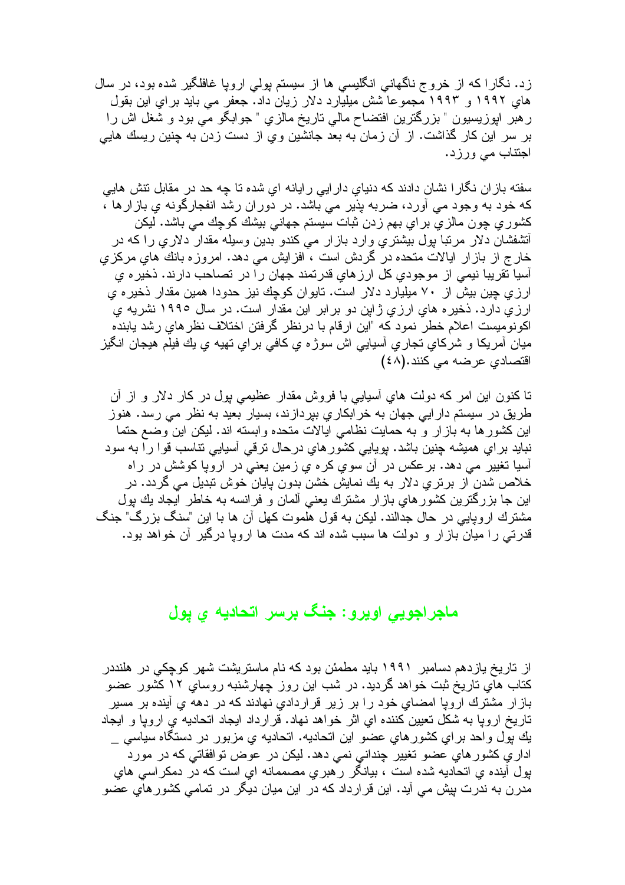زد. نگارا كه از خروج ناگهاني انگليسي ها از سيستم پولي اروپا غافلگير شده بود، در سال هاي ۱۹۹۲ و ۱۹۹۳ مجموعا شش ميليارد دلار زيان داد. جعفر مي بايد براي اين بقول رهبر اپوزيسيون " بزرگترين افتضاح مالي تاريخ مالزي " جوابگو مي بود و شغل اش را بر سر اين كار گذاشت. از آن زمان به بعد جانشين وي از دست زدن به چنين ريسك هايي اجتناب مي ورزد.

سفته بازان نگارا نشان دادند كه دنياي دارايي رايانه اي شده تا چه حد در مقابل تنش هايي كه خود به وجود مي آورد، ضربه پذير مي باشد. در دوران رشد انفجارگونه ي بازارها ، كشوري چون مالزي براي بهم زدن ثبات سيستم جهاني بيشك كوچك مي باشد. ليكن آتشفشان دلار مرتبا پول بيشتري وارد بازار مي كندو بدين وسيله مقدار دلاري را كه در خارج از بازار ايالات متحده در گردش است ، افزايش مي دهد. امروزه بانك هاي مركزي آسيا تقريبا نيمي از موجودي كل ارزهاي قدرتمند جهان را در تصاحب دارند. ذخيره ي ارزي چين بيش از ۷۰ ميليارد دلار است. تايوان كوچك نيز حدودا همين مقدار ذخيره ي ارزي دارد. ذخيره هاي ارزي ژاپن دو برابر اين مقدار است. در سال ۱۹۹۵ نشريه ي اكونوميست اعلام خطر نمود كه "اين ارقام با درنظر گرفتن اختلاف نظرهاي رشد يابنده ميان آمريكا و شركاي تجاري آسيايي اش سوژه ي كافي براي تهيه ي يك فيلم هيجان انگيز اقتصادي عرضه مي كنند.(۴۸)

تا كنون اين امر كه دولت هاي آسيايي با فروش مقدار عظيمي پول در كار دلار و از آن طريق در سيستم دارايي جهان به خرابكاري بپردازند، بسيار بعيد به نظر مي رسد. هنوز اين كشورها به بازار و به حمايت نظامي ايالات متحده وابسته اند. ليكن اين وضع حتما نبايد براي هميشه چنين باشد. پويايي كشورهاي درحال ترقي آسيايي تناسب قوا را به سود آسيا تغيير مي دهد. برعكس در آن سوي كره ي زمين يعني در اروپا كوشش در راه خلاص شدن از برتري دلار به يك نمايش خشن بدون پايان خوش تبديل مي گردد. در اين جا بزرگترين كشورهاي بازار مشترك يعني آلمان و فرانسه به خاطر ايجاد يك پول مشترك اروپايي در حال جدالند. ليكن به قول هلموت كهل آن ها با اين "سنگ بزرگ" جنگ قدرتي را ميان بازار و دولت ها سبب شده اند كه مدت ها اروپا درگير آن خواهد بود.

## ماجراجويي اويرو: جنگ برسر اتحاديه ي پول

از تاريخ يازدهم دسامبر ۱۹۹۱ بايد مطمئن بود كه نام ماستريشت شهر كوچكي در هلنددر كتاب هاي تاريخ ثبت خواهد گرديد. در شب اين روز چهارشنبه روساي ۱۲ كشور عضو بازار مشترك اروپا امضاي خود را بر زير قراردادي نهادند كه در دهه ي آينده بر مسير تاريخ اروپا به شكل تعيين كننده اي اثر خواهد نهاد. قرارداد ايجاد اتحاديه ي اروپا و ايجاد يك پول واحد براي كشورهاي عضو اين اتحاديه. اتحاديه ي مزبور در دستگاه سياسي \_ اداري كشورهاي عضو تغيير چنداني نمي دهد. ليكن در عوض توافقاتي كه در مورد پول آينده ي اتحاديه شده است ، بيانگر رهبري مصممانه اي است كه در دمكراسي هاي مدرن به ندرت پيش مي آيد. اين قرارداد كه در اين ميان ديگر در تمامي كشورهاي عضو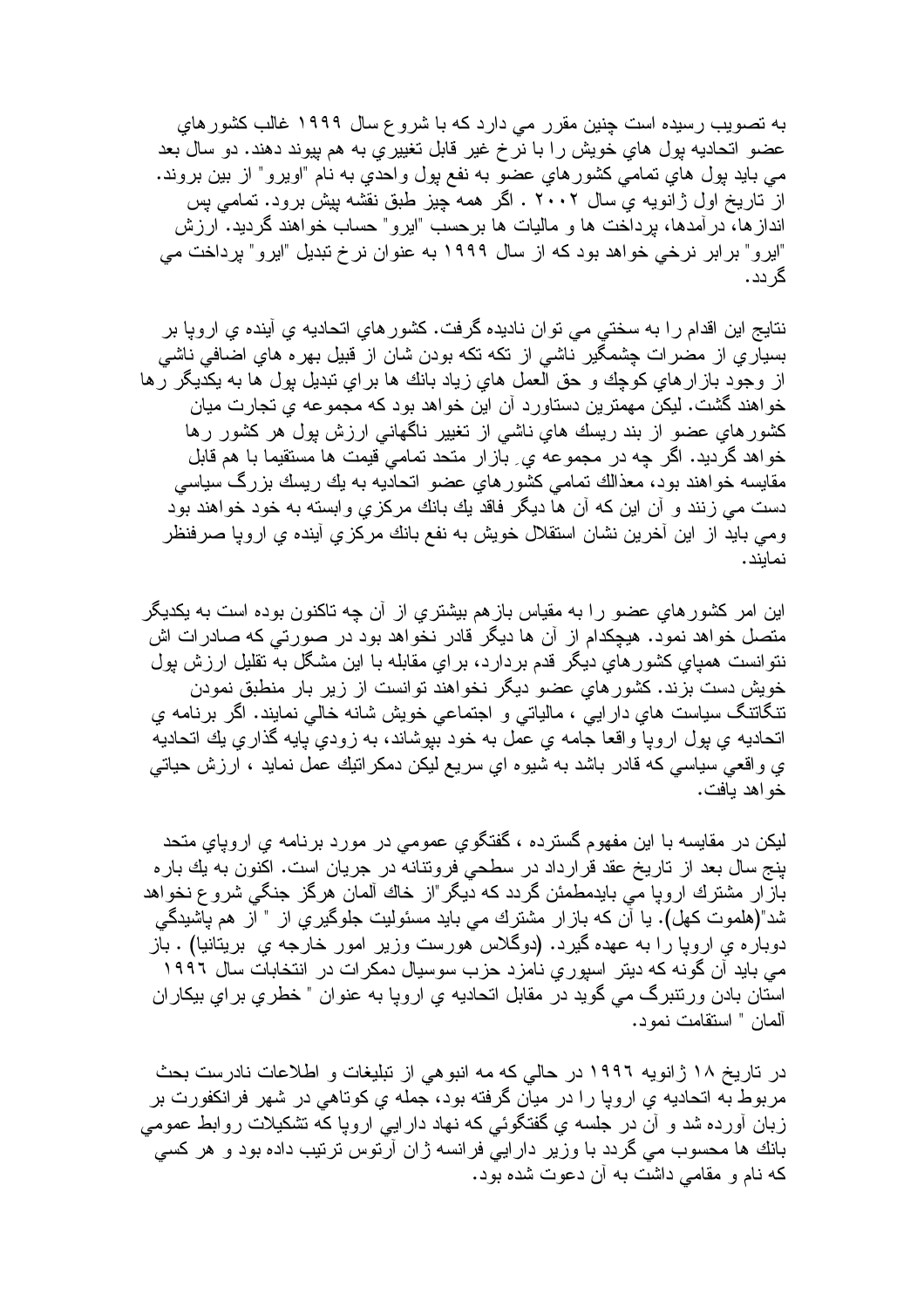به تصويب رسيده است چنين مقرر مي دارد كه با شروع سال ۱۹۹۹ غالب كشورهاي عضو اتحاديه پول هاي خويش را با نرخ غير قابل تغييري به هم پيوند دهند. دو سال بعد مي بايد پول هاي تمامي كشورهاي عضو به نفع پول واحدي به نام "اويرو" از بين بروند. از تاريخ اول ژانويه ي سال ۲۰۰۲ . اگر همه چيز طبق نقشه پيش برود. تمامي پس اندازها، درآمدها، پرداخت ها و ماليات ها برحسب "ايرو" حساب خواهند گرديد. ارزش "ايرو" برابر نرخي خواهد بود كه از سال ۱۹۹۹ به عنوان نرخ تبديل "ايرو" پرداخت مي گردد.

نتايج اين اقدام را به سختي مي توان ناديده گرفت. كشورهاي اتحاديه ي آينده ي اروپا بر بسياري از مضرات چشمگير ناشي از تكه تكه بودن شان از قبيل بهره هاي اضافي ناشي از وجود بازارهاي كوچك و حق العمل هاي زياد بانك ها براي تبديل پول ها به يكديگر رها خواهند گشت. ليكن مهمترين دستاورد آن اين خواهد بود كه مجموعه ي تجارت ميان كشورهاي عضو از بند ريسك هاي ناشي از تغيير ناگهاني ارزش پول هر كشور رها خواهد گرديد. اگر چه در مجموعه يِ بازار متحد تمامي قيمت ها مستقيما با هم قابل مقايسه خواهند بود، معذالك تمامي كشورهاي عضو اتحاديه به يك ريسك بزرگ سياسي دست مي زنند و آن اين كه آن ها ديگر فاقد يك بانك مركزي وابسته به خود خواهند بود ومي بايد از اين آخرين نشان استقلال خويش به نفع بانك مركزي آينده ي اروپا صرفنظر نمايند.

اين امر كشورهاي عضو را به مقياس بازهم بيشتري از آن چه تاكنون بوده است به يكديگر متصل خواهد نمود. هيچكدام از آن ها ديگر قادر نخواهد بود در صورتي كه صادرات اش نتوانست همپاي كشورهاي ديگر قدم بردارد، براي مقابله با اين مشگل به تقليل ارزش پول خويش دست بزند. كشورهاي عضو ديگر نخواهند توانست از زير بار منطبق نمودن تنگاتنگ سياست هاي دارايي ، مالياتي و اجتماعي خويش شانه خالي نمايند. اگر برنامه ي اتحاديه ي پول اروپا واقعا جامه ي عمل به خود بپوشاند، به زودي پايه گذاري يك اتحاديه ي واقعي سياسي كه قادر باشد به شيوه اي سريع ليكن دمكراتيك عمل نمايد ، ارزش حياتي خواهد يافت.

ليكن در مقايسه با اين مفهوم گسترده ، گفتگوي عمومي در مورد برنامه ي اروپاي متحد پنج سال بعد از تاريخ عقد قرارداد در سطحي فرونتانه در جريان است. اكنون به يك باره بازار مشترك اروپا مي بايدمطمئن گردد كه ديگر"از خاك آلمان هرگز جنگي شروع نخواهد شد"(هلموت كهل). يا آن كه بازار مشترك مي بايد مسئوليت جلوگيري از " از هم پاشيدگي دوباره ي اروپا را به عهده گيرد. (دوگلاس هورست وزير امور خارجه ي بريتانيا) . باز مي بايد آن گونه كه ديتر اسپوري نامزد حزب سوسيال دمكرات در انتخابات سال ۱۹۹٦ استان بادن ورتنبرگ مي گويد در مقابل اتحاديه ي اروپا به عنوان " خطري براي بيكاران آلمان " استقامت نمود.

در تاريخ ۱۸ ژانويه ۱۹۹٦ در حالي كه مه انبوهي از تبليغات و اطلاعات نادرست بحث مربوط به اتحاديه ي اروپا را در ميان گرفته بود، جمله ي كوتاهي در شهر فرانكفورت بر زبان آورده شد و آن در جلسه ي گفتگوئي كه نهاد دارايي اروپا كه تشكيلات روابط عمومي بانك ها محسوب مي گردد با وزير دارايي فرانسه ژان آرتوس ترتيب داده بود و هر كسي كه نام و مقامي داشت به آن دعوت شده بود.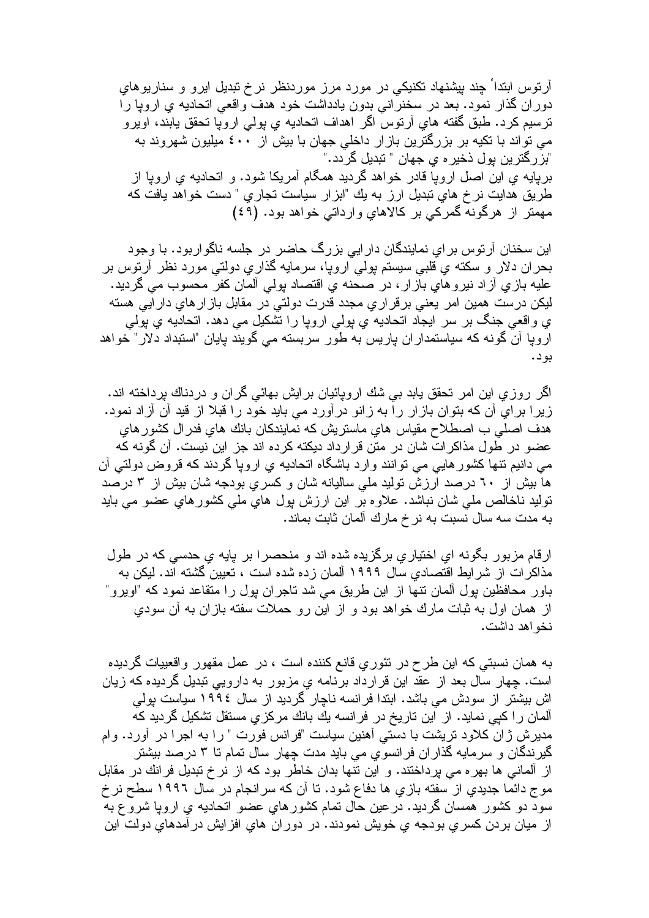آرتوس ابتداً چند پیشنهاد تکنیکي در مورد مرز موردنظر نرخ تبدیل ایرو و سناریوهاي دوران گذار نمود. بعد در سخنراني بدون یادداشت خود هدف واقعي اتحادیه ي اروپا را ترسیم کرد. طبق گفته هاي آرتوس اگر اهداف اتحادیه ي پولي اروپا تحقق یابند، اویرو مي تواند با تکیه بر بزرگترین بازار داخلي جهان با بیش از ۴۰۰ میلیون شهروند به "بزرگترین پول ذخیره ي جهان " تبدیل گردد."
برپایه ي این اصل اروپا قادر خواهد گردید همگام آمریکا شود. و اتحادیه ي اروپا از طریق هدایت نرخ هاي تبدیل ارز به یك "ابزار سیاست تجاري " دست خواهد یافت که مهمتر از هرگونه گمرکي بر کالاهاي وارداتي خواهد بود. (۴۹)

این سخنان آرتوس براي نمایندگان دارایي بزرگ حاضر در جلسه ناگوار بود. با وجود بحران دلار و سکته ي قلبي سیستم پولي اروپا، سرمایه گذاري دولتي مورد نظر آرتوس بر علیه بازي آزاد نیروهاي بازار، در صحنه ي اقتصاد پولي آلمان کفر محسوب مي گردید. لیکن درست همین امر یعني برقراري مجدد قدرت دولتي در مقابل بازارهاي دارایي هسته ي واقعي جنگ بر سر ایجاد اتحادیه ي پولي اروپا را تشکیل مي دهد. اتحادیه ي پولي اروپا آن گونه که سیاستمداران پاریس به طور سربسته مي گویند پایان "استبداد دلار" خواهد بود.

اگر روزي این امر تحقق یابد بي شك اروپائیان برایش بهائي گران و دردناك پرداخته اند. زیرا براي آن که بتوان بازار را به زانو درآورد مي باید خود را قبلا از قید آن آزاد نمود. هدف اصلي ب اصطلاح مقیاس هاي ماستریش که نمایندکان بانك هاي فدرال کشورهاي عضو در طول مذاکرات شان در متن قرارداد دیکته کرده اند جز این نیست. آن گونه که مي دانیم تنها کشورهایي مي توانند وارد باشگاه اتحادیه ي اروپا گردند که قروض دولتي آن ها بیش از ۶۰ درصد ارزش تولید ملي سالیانه شان و کسري بودجه شان بیش از ۳ درصد تولید ناخالص ملي شان نباشد. علاوه بر این ارزش پول هاي ملي کشورهاي عضو مي باید به مدت سه سال نسبت به نرخ مارك آلمان ثابت بماند.

ارقام مزبور بگونه اي اختیاري برگزیده شده اند و منحصرا بر پایه ي حدسي که در طول مذاکرات از شرایط اقتصادي سال ۱۹۹۹ آلمان زده شده است ، تعیین گشته اند. لیکن به باور محافظین پول آلمان تنها از این طریق مي شد تاجران پول را متقاعد نمود که "اویرو" از همان اول به ثبات مارك خواهد بود و از این رو حملات سفته بازان به آن سودي نخواهد داشت.

به همان نسبتي که این طرح در تئوري قانع کننده است ، در عمل مقهور واقعیات گردیده است. چهار سال بعد از عقد این قرارداد برنامه ي مزبور به دارویي تبدیل گردیده که زیان اش بیشتر از سودش مي باشد. ابتدا فرانسه ناچار گردید از سال ۱۹۹۴ سیاست پولي آلمان را کپي نماید. از این تاریخ در فرانسه یك بانك مرکزي مستقل تشکیل گردید که مدیرش ژان کلاود تریشت با دستي آهنین سیاست "فرانس فورت " را به اجرا در آورد. وام گیرندگان و سرمایه گذاران فرانسوي مي باید مدت چهار سال تمام تا ۳ درصد بیشتر از آلماني ها بهره مي پرداختند. و این تنها بدان خاطر بود که از نرخ تبدیل فرانك در مقابل موج دائما جدیدي از سفته بازي ها دفاع شود. تا آن که سرانجام در سال ۱۹۹۶ سطح نرخ سود دو کشور همسان گردید. درعین حال تمام کشورهاي عضو اتحادیه ي اروپا شروع به از میان بردن کسري بودجه ي خویش نمودند. در دوران هاي افزایش درآمدهاي دولت این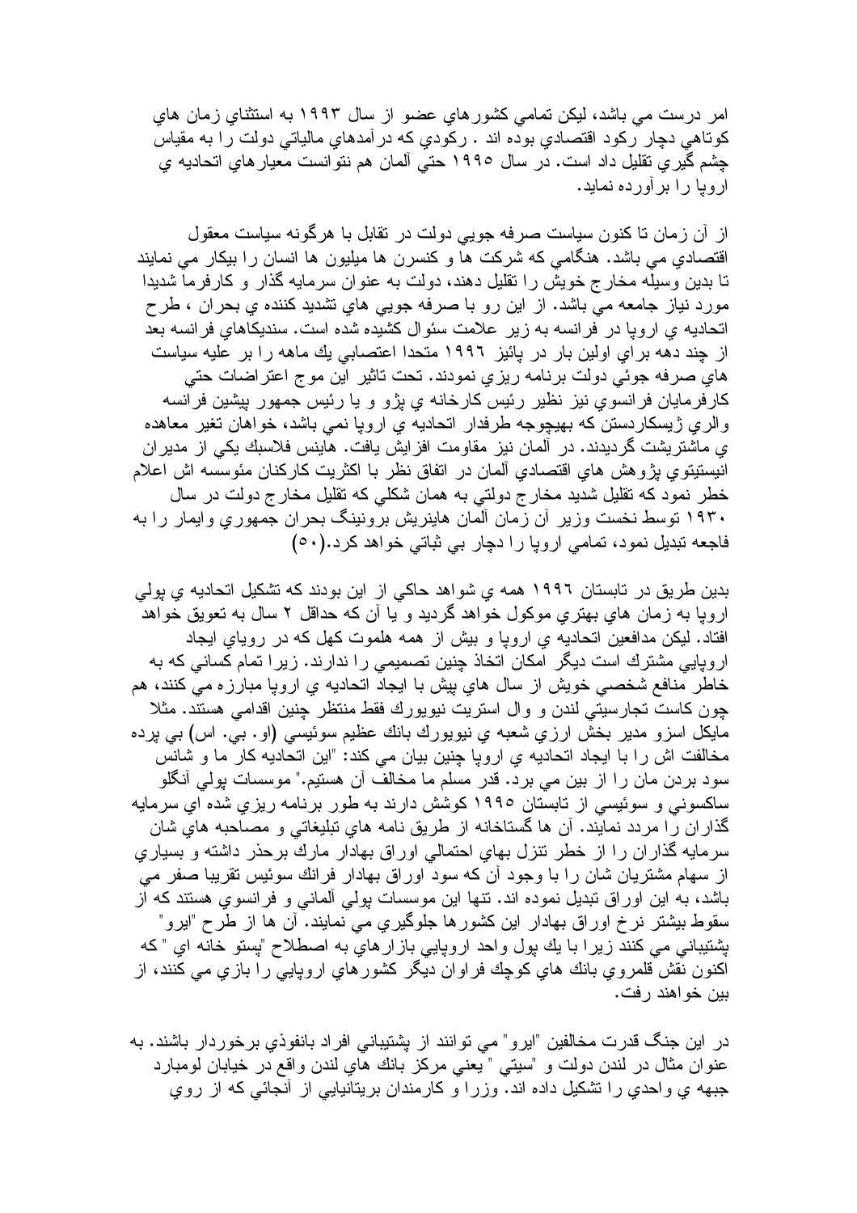امر درست مي باشد، ليكن تمامي كشورهاي عضو از سال ۱۹۹۳ به استثناي زمان هاي كوتاهي دچار ركود اقتصادي بوده اند . ركودي كه درآمدهاي مالياتي دولت را به مقياس چشم گيري تقليل داد است. در سال ۱۹۹۵ حتي آلمان هم نتوانست معيارهاي اتحاديه ي اروپا را برآورده نمايد.

از آن زمان تا كنون سياست صرفه جويي دولت در تقابل با هرگونه سياست معقول اقتصادي مي باشد. هنگامي كه شركت ها و كنسرن ها ميليون ها انسان را بيكار مي نمايند تا بدين وسيله مخارج خويش را تقليل دهند، دولت به عنوان سرمايه گذار و كارفرما شديدا مورد نياز جامعه مي باشد. از اين رو با صرفه جويي هاي تشديد كننده ي بحران ، طرح اتحاديه ي اروپا در فرانسه به زير علامت سئوال كشيده شده است. سنديكاهاي فرانسه بعد از چند دهه براي اولين بار در پائيز ۱۹۹٦ متحدا اعتصابي يك ماهه را بر عليه سياست هاي صرفه جوئي دولت برنامه ريزي نمودند. تحت تاثير اين موج اعتراضات حتي كارفرمايان فرانسوي نيز نظير رئيس كارخانه ي پژو و يا رئيس جمهور پيشين فرانسه والري ژيسكاردستن كه بهيچوجه طرفدار اتحاديه ي اروپا نمي باشد، خواهان تغير معاهده ي ماشتريشت گرديدند. در آلمان نيز مقاومت افزايش يافت. هاينس فلاسبك يكي از مديران انيستيتوي پژوهش هاي اقتصادي آلمان در اتفاق نظر با اكثريت كاركنان مئوسسه اش اعلام خطر نمود كه تقليل شديد مخارج دولتي به همان شكلي كه تقليل مخارج دولت در سال ۱۹۳۰ توسط نخست وزير آن زمان آلمان هاينريش برونينگ بحران جمهوري وايمار را به فاجعه تبديل نمود، تمامي اروپا را دچار بي ثباتي خواهد كرد.(۵۰)

بدين طريق در تابستان ۱۹۹٦ همه ي شواهد حاكي از اين بودند كه تشكيل اتحاديه ي پولي اروپا به زمان هاي بهتري موكول خواهد گرديد و يا آن كه حداقل ۲ سال به تعويق خواهد افتاد. ليكن مدافعين اتحاديه ي اروپا و بيش از همه هلموت كهل كه در روياي ايجاد اروپايي مشترك است ديگر امكان اتخاذ چنين تصميمي را ندارند. زيرا تمام كساني كه به خاطر منافع شخصي خويش از سال هاي پيش با ايجاد اتحاديه ي اروپا مبارزه مي كنند، هم چون كاست تجارسيتي لندن و وال استريت نيويورك فقط منتظر چنين اقدامي هستند. مثلا مايكل اسزو مدير بخش ارزي شعبه ي نيويورك بانك عظيم سوئيسي (او. بي. اس) بي پرده مخالفت اش را با ايجاد اتحاديه ي اروپا چنين بيان مي كند: "اين اتحاديه كار ما و شانس سود بردن مان را از بين مي برد. قدر مسلم ما مخالف آن هستيم." موسسات پولي آنگلو ساكسوني و سوئيسي از تابستان ۱۹۹۵ كوشش دارند به طور برنامه ريزي شده اي سرمايه گذاران را مردد نمايند. آن ها گستاخانه از طريق نامه هاي تبليغاتي و مصاحبه هاي شان سرمايه گذاران را از خطر تنزل بهاي احتمالي اوراق بهادار مارك برحذر داشته و بسياري از سهام مشتريان شان را با وجود آن كه سود اوراق بهادار فرانك سوئيس تقريبا صفر مي باشد، به اين اوراق تبديل نموده اند. تنها اين موسسات پولي آلماني و فرانسوي هستند كه از سقوط بيشتر نرخ اوراق بهادار اين كشورها جلوگيري مي نمايند. آن ها از طرح "ايرو" پشتيباني مي كنند زيرا با يك پول واحد اروپايي بازارهاي به اصطلاح "پستو خانه اي " كه اكنون نقش قلمروي بانك هاي كوچك فراوان ديگر كشورهاي اروپايي را بازي مي كنند، از بين خواهند رفت.

در اين جنگ قدرت مخالفين "ايرو" مي توانند از پشتيباني افراد بانفوذي برخوردار باشند. به عنوان مثال در لندن دولت و "سيتي " يعني مركز بانك هاي لندن واقع در خيابان لومبارد جبهه ي واحدي را تشكيل داده اند. وزرا و كارمندان بريتانيايي از آنجائي كه از روي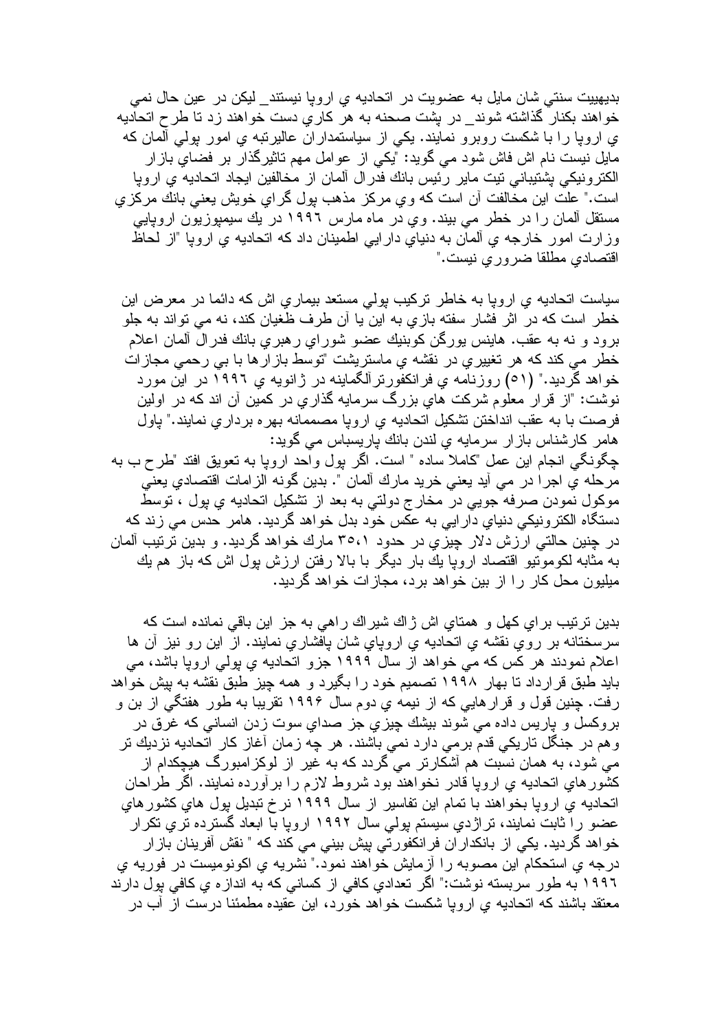بديهييت سنتي شان مايل به عضويت در اتحاديه ي اروپا نيستند_ ليكن در عين حال نمي خواهند بكنار گذاشته شوند_ در پشت صحنه به هر كاري دست خواهند زد تا طرح اتحاديه ي اروپا را با شكست روبرو نمايند. يكي از سياستمداران عاليرتبه ي امور پولي آلمان كه مايل نيست نام اش فاش شود مي گويد: "يكي از عوامل مهم تاثيرگذار بر فضاي بازار الكترونيكي پشتيباني تيت ماير رئيس بانك فدرال آلمان از مخالفين ايجاد اتحاديه ي اروپا است." علت اين مخالفت آن است كه وي مركز مذهب پول گراي خويش يعني بانك مركزي مستقل آلمان را در خطر مي بيند. وي در ماه مارس ١٩٩٦ در يك سيمپوزيون اروپايي وزارت امور خارجه ي آلمان به دنياي دارايي اطمينان داد كه اتحاديه ي اروپا "از لحاظ اقتصادي مطلقا ضروري نيست."

سياست اتحاديه ي اروپا به خاطر تركيب پولي مستعد بيماري اش كه دائما در معرض اين خطر است كه در اثر فشار سفته بازي به اين يا آن طرف طغيان كند، نه مي تواند به جلو برود و نه به عقب. هاينس يورگن كوبنيك عضو شوراي رهبري بانك فدرال آلمان اعلام خطر مي كند كه هر تغييري در نقشه ي ماستريشت "توسط بازارها با بي رحمي مجازات خواهد گرديد." (٥١) روزنامه ي فرانكفورترآلگماينه در ژانويه ي ١٩٩٦ در اين مورد نوشت: "از قرار معلوم شركت هاي بزرگ سرمايه گذاري در كمين آن اند كه در اولين فرصت با به عقب انداختن تشكيل اتحاديه ي اروپا مصممانه بهره برداري نمايند." پاول هامر كارشناس بازار سرمايه ي لندن بانك پاريسباس مي گويد:
چگونگي انجام اين عمل "كاملا ساده " است. اگر پول واحد اروپا به تعويق افتد "طرح ب به مرحله ي اجرا در مي آيد يعني خريد مارك آلمان ". بدين گونه الزامات اقتصادي يعني موكول نمودن صرفه جويي در مخارج دولتي به بعد از تشكيل اتحاديه ي پول ، توسط دستگاه الكترونيكي دنياي دارايي به عكس خود بدل خواهد گرديد. هامر حدس مي زند كه در چنين حالتي ارزش دلار چيزي در حدود ٣٥،١ مارك خواهد گرديد. و بدين ترتيب آلمان به مثابه لكوموتيو اقتصاد اروپا يك بار ديگر با بالا رفتن ارزش پول اش كه باز هم يك ميليون محل كار را از بين خواهد برد، مجازات خواهد گرديد.

بدين ترتيب براي كهل و همتاي اش ژاك شيراك راهي به جز اين باقي نمانده است كه سرسختانه بر روي نقشه ي اتحاديه ي اروپاي شان پافشاري نمايند. از اين رو نيز آن ها اعلام نمودند هر كس كه مي خواهد از سال ١٩٩٩ جزو اتحاديه ي پولي اروپا باشد، مي بايد طبق قرارداد تا بهار ١٩٩٨ تصميم خود را بگيرد و همه چيز طبق نقشه به پيش خواهد رفت. چنين قول و قرارهايي كه از نيمه ي دوم سال ١٩٩٦ تقريبا به طور هفتگي از بن و بروكسل و پاريس داده مي شوند بيشك چيزي جز صداي سوت زدن انساني كه غرق در وهم در جنگل تاريكي قدم برمي دارد نمي باشند. هر چه زمان آغاز كار اتحاديه نزديك تر مي شود، به همان نسبت هم آشكارتر مي گردد كه به غير از لوكزامبورگ هيچكدام از كشورهاي اتحاديه ي اروپا قادر نخواهند بود شروط لازم را برآورده نمايند. اگر طراحان اتحاديه ي اروپا بخواهند با تمام اين تفاسير از سال ١٩٩٩ نرخ تبديل پول هاي كشورهاي عضو را ثابت نمايند، تراژدي سيستم پولي سال ١٩٩٢ اروپا با ابعاد گسترده تري تكرار خواهد گرديد. يكي از بانكداران فرانكفورتي پيش بيني مي كند كه " نقش آفرينان بازار درجه ي استحكام اين مصوبه را آزمايش خواهند نمود." نشريه ي اكونوميست در فوريه ي ١٩٩٦ به طور سربسته نوشت:" اگر تعدادي كافي از كساني كه به اندازه ي كافي پول دارند معتقد باشند كه اتحاديه ي اروپا شكست خواهد خورد، اين عقيده مطمئنا درست از آب در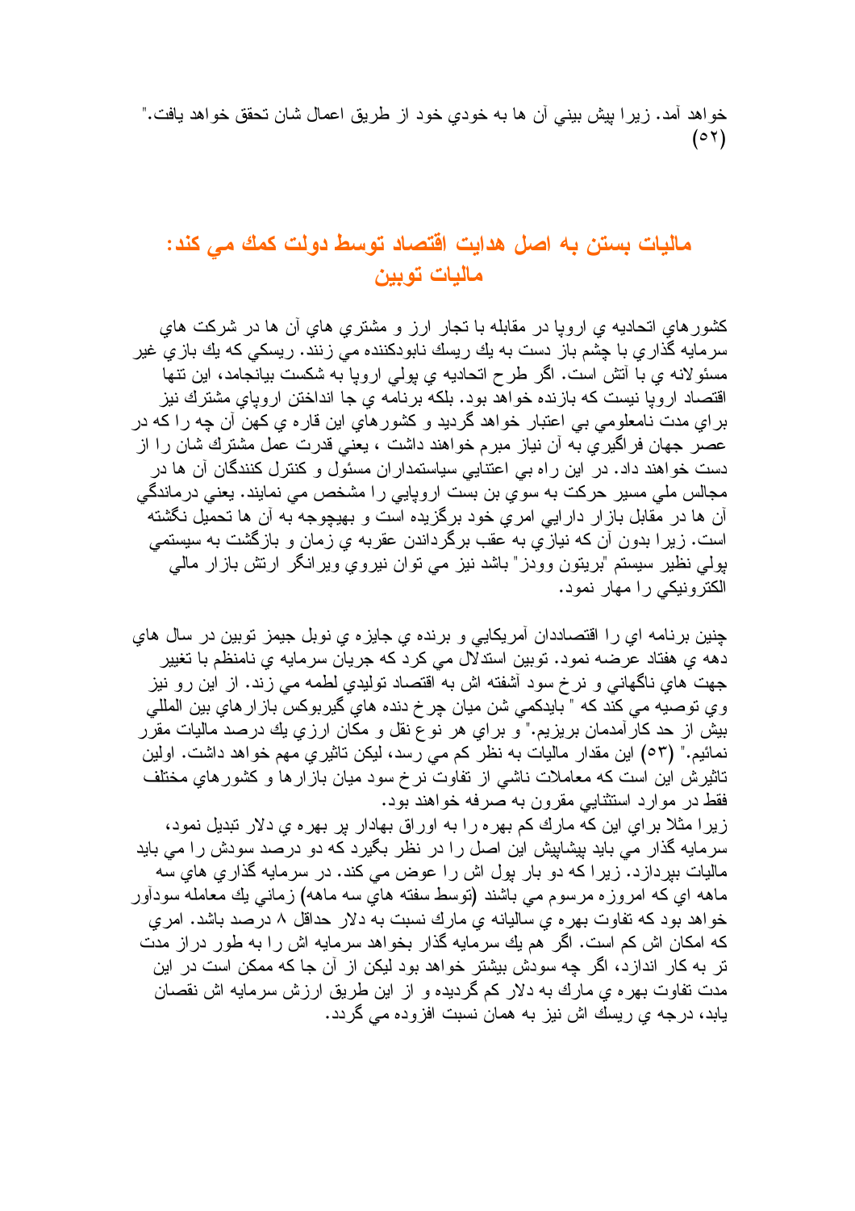خواهد آمد. زيرا پيش بيني آن ها به خودي خود از طريق اعمال شان تحقق خواهد يافت." (٥٢)

## ماليات بستن به اصل هدايت اقتصاد توسط دولت كمك مي كند: ماليات توبين

كشورهاي اتحاديه ي اروپا در مقابله با تجار ارز و مشتري هاي آن ها در شركت هاي سرمايه گذاري با چشم باز دست به يك ريسك نابودكننده مي زنند. ريسكي كه يك بازي غير مسئولانه ي با آتش است. اگر طرح اتحاديه ي پولي اروپا به شكست بيانجامد، اين تنها اقتصاد اروپا نيست كه بازنده خواهد بود. بلكه برنامه ي جا انداختن اروپاي مشترك نيز براي مدت نامعلومي بي اعتبار خواهد گرديد و كشورهاي اين قاره ي كهن آن چه را كه در عصر جهان فراگيري به آن نياز مبرم خواهند داشت ، يعني قدرت عمل مشترك شان را از دست خواهند داد. در اين راه بي اعتنايي سياستمداران مسئول و كنترل كنندگان آن ها در مجالس ملي مسير حركت به سوي بن بست اروپايي را مشخص مي نمايند. يعني درماندگي آن ها در مقابل بازار دارايي امري خود برگزيده است و بهيچوجه به آن ها تحميل نگشته است. زيرا بدون آن كه نيازي به عقب برگرداندن عقربه ي زمان و بازگشت به سيستمي پولي نظير سيستم "بريتون وودز" باشد نيز مي توان نيروي ويرانگر ارتش بازار مالي الكترونيكي را مهار نمود.

چنين برنامه اي را اقتصاددان آمريكايي و برنده ي جايزه ي نوبل جيمز توبين در سال هاي دهه ي هفتاد عرضه نمود. توبين استدلال مي كرد كه جريان سرمايه ي نامنظم با تغيير جهت هاي ناگهاني و نرخ سود آشفته اش به اقتصاد توليدي لطمه مي زند. از اين رو نيز وي توصيه مي كند كه " بايدكمي شن ميان چرخ دنده هاي گيربوكس بازارهاي بين المللي بيش از حد كارآمدمان بريزيم." و براي هر نوع نقل و مكان ارزي يك درصد ماليات مقرر نمائيم." (٥٣) اين مقدار ماليات به نظر كم مي رسد، ليكن تاثيري مهم خواهد داشت. اولين تاثيرش اين است كه معاملات ناشي از تفاوت نرخ سود ميان بازارها و كشورهاي مختلف فقط در موارد استثنايي مقرون به صرفه خواهند بود.
زيرا مثلا براي اين كه مارك كم بهره را به اوراق بهادار پر بهره ي دلار تبديل نمود، سرمايه گذار مي بايد پيشاپيش اين اصل را در نظر بگيرد كه دو درصد سودش را مي بايد ماليات بپردازد. زيرا كه دو بار پول اش را عوض مي كند. در سرمايه گذاري هاي سه ماهه اي كه امروزه مرسوم مي باشند (توسط سفته هاي سه ماهه) زماني يك معامله سودآور خواهد بود كه تفاوت بهره ي ساليانه ي مارك نسبت به دلار حداقل ٨ درصد باشد. امري كه امكان اش كم است. اگر هم يك سرمايه گذار بخواهد سرمايه اش را به طور دراز مدت تر به كار اندازد، اگر چه سودش بيشتر خواهد بود ليكن از آن جا كه ممكن است در اين مدت تفاوت بهره ي مارك به دلار كم گرديده و از اين طريق ارزش سرمايه اش نقصان يابد، درجه ي ريسك اش نيز به همان نسبت افزوده مي گردد.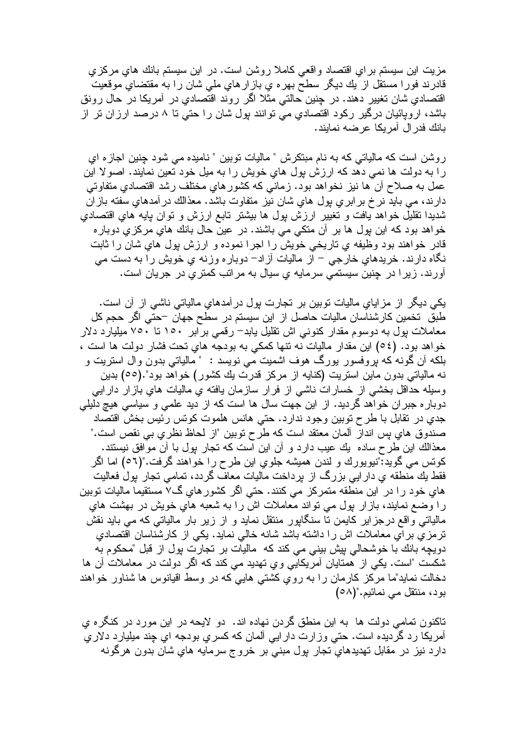مزيت اين سيستم براي اقتصاد واقعي كاملا روشن است. در اين سيستم بانك هاي مركزي قادرند فورا مستقل از يك ديگر سطح بهره ي بازارهاي ملي شان را به مقتضاي موقعيت اقتصادي شان تغيير دهند. در چنين حالتي مثلا اگر روند اقتصادي در آمريكا در حال رونق باشد، اروپائيان درگير ركود اقتصادي مي توانند پول شان را حتي تا ۸ درصد ارزان تر از بانك فدرال آمريكا عرضه نمايند.

روشن است كه مالياتي كه به نام مبتكرش " ماليات توبين " ناميده مي شود چنين اجازه اي را به دولت ها نمي دهد كه ارزش پول هاي خويش را به ميل خود تعين نمايند. اصولا اين عمل به صلاح آن ها نيز نخواهد بود. زماني كه كشورهاي مختلف رشد اقتصادي متفاوتي دارند، مي بايد نرخ برابري پول هاي شان نيز متفاوت باشد. معذالك درآمدهاي سفته بازان شديدا تقليل خواهد يافت و تغيير ارزش پول ها بيشتر تابع ارزش و توان پايه هاي اقتصادي خواهد بود كه اين پول ها بر آن متكي مي باشند. در عين حال بانك هاي مركزي دوباره قادر خواهند بود وظيفه ي تاريخي خويش را اجرا نموده و ارزش پول هاي شان را ثابت نگاه دارند. خريدهاي خارجي – از ماليات آزاد– دوباره وزنه ي خويش را به دست مي آورند. زيرا در چنين سيستمي سرمايه ي سيال به مراتب كمتري در جريان است.

يكي ديگر از مزاياي ماليات توبين بر تجارت پول درآمدهاي مالياتي ناشي از آن است. طبق تخمين كارشناسان ماليات حاصل از اين سيستم در سطح جهان –حتي اگر حجم كل معاملات پول به دوسوم مقدار كنوني اش تقليل يابد– رقمي برابر ۱۵۰ تا ۷۵۰ ميليارد دلار خواهد بود. (٥٤) اين مقدار ماليات نه تنها كمكي به بودجه هاي تحت فشار دولت ها است ، بلكه آن گونه كه پروفسور يورگ هوف اشميت مي نويسد : " مالياتي بدون وال استريت و نه مالياتي بدون ماين استريت (كنايه از مركز قدرت يك كشور) خواهد بود".(٥٥) بدين وسيله حداقل بخشي از خسارات ناشي از فرار سازمان يافته ي ماليات هاي بازار دارايي دوباره جبران خواهد گرديد. از اين جهت سال ها است كه از ديد علمي و سياسي هيچ دليلي جدي در تقابل با طرح توبين وجود ندارد. حتي هانس هلموت كوتس رئيس بخش اقتصاد صندوق هاي پس انداز آلمان معتقد است كه طرح توبين "از لحاظ نظري بي نقص است." معذالك اين طرح ساده يك عيب دارد و آن اين است كه تجار پول با آن موافق نيستند. كوتس مي گويد:"نيويورك و لندن هميشه جلوي اين طرح را خواهند گرفت."(٥٦) اما اگر فقط يك منطقه ي دارايي بزرگ از پرداخت ماليات معاف گردد، تمامي تجار پول فعاليت هاي خود را در اين منطقه متمركز مي كنند. حتي اگر كشورهاي گ۷ مستقيما ماليات توبين را وضع نمايند، بازار پول مي تواند معاملات اش را به شعبه هاي خويش در بهشت هاي مالياتي واقع درجزاير كايمن تا سنگاپور منتقل نمايد و از زير بار مالياتي كه مي بايد نقش ترمزي براي معاملات اش را داشته باشد شانه خالي نمايد. يكي از كارشناسان اقتصادي دويچه بانك با خوشحالي پيش بيني مي كند كه ماليات بر تجارت پول از قبل "محكوم به شكست "است. يكي از همتايان آمريكايي وي تهديد مي كند كه اگر دولت در معاملات آن ها دخالت نمايد"ما مركز كارمان را به روي كشتي هايي كه در وسط اقيانوس ها شناور خواهند بود، منتقل مي نمائيم."(٥٨)

تاكنون تمامي دولت ها به اين منطق گردن نهاده اند. دو لايحه در اين مورد در كنگره ي آمريكا رد گرديده است. حتي وزارت دارايي آلمان كه كسري بودجه اي چند ميليارد دلاري دارد نيز در مقابل تهديدهاي تجار پول مبني بر خروج سرمايه هاي شان بدون هرگونه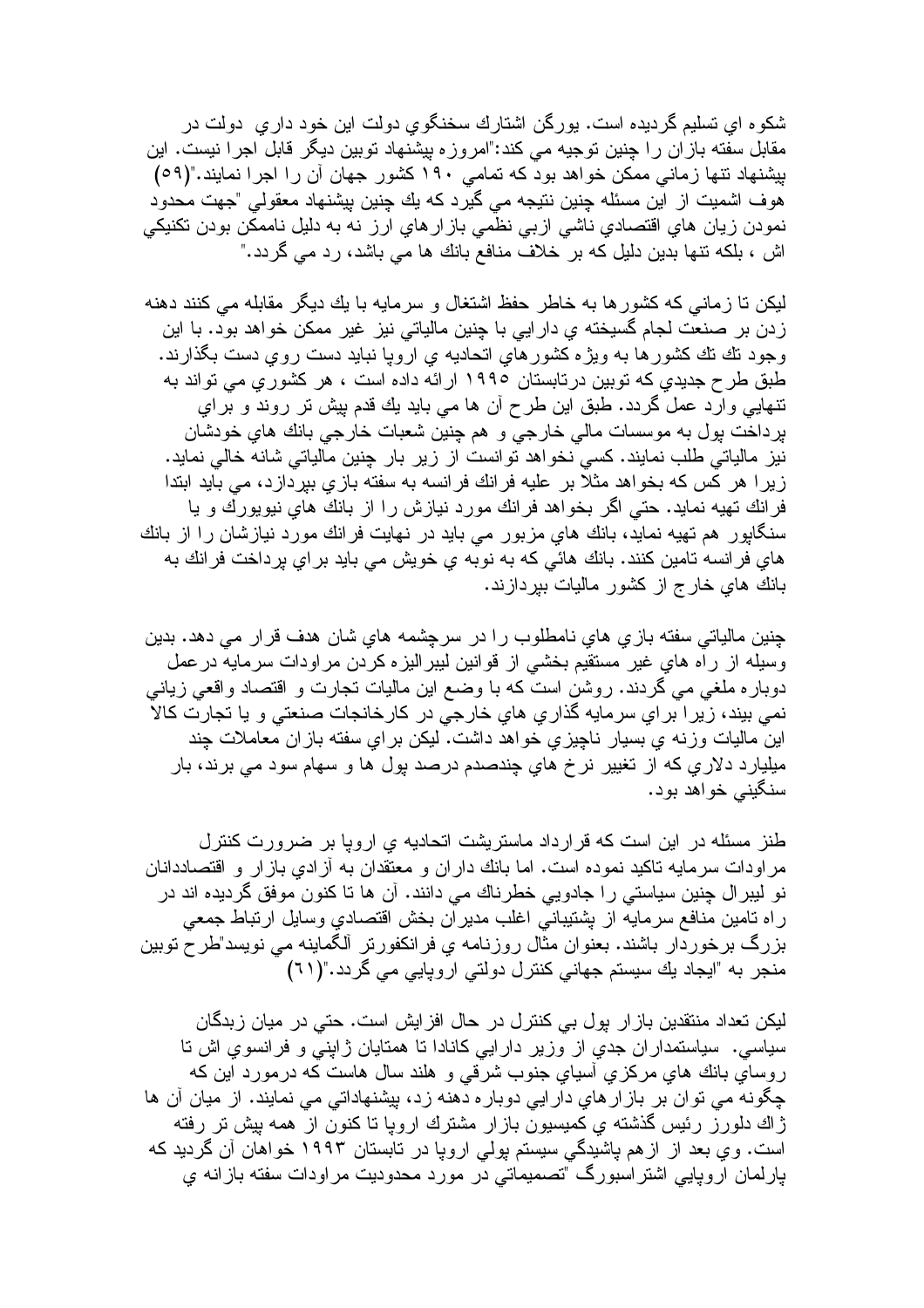شكوه اي تسليم گرديده است. يورگن اشتارك سخنگوي دولت اين خود داري دولت در مقابل سفته بازان را چنين توجيه مي كند:"امروزه پيشنهاد توبين ديگر قابل اجرا نيست. اين پيشنهاد تنها زماني ممكن خواهد بود كه تمامي ۱۹۰ كشور جهان آن را اجرا نمايند."(۵۹) هوف اشميت از اين مسئله چنين نتيجه مي گيرد كه يك چنين پيشنهاد معقولي "جهت محدود نمودن زيان هاي اقتصادي ناشي ازبي نظمي بازارهاي ارز نه به دليل ناممكن بودن تكنيكي اش ، بلكه تنها بدين دليل كه بر خلاف منافع بانك ها مي باشد، رد مي گردد."

ليكن تا زماني كه كشورها به خاطر حفظ اشتغال و سرمايه با يك ديگر مقابله مي كنند دهنه زدن بر صنعت لجام گسيخته ي دارايي با چنين مالياتي نيز غير ممكن خواهد بود. با اين وجود تك تك كشورها به ويژه كشورهاي اتحاديه ي اروپا نبايد دست روي دست بگذارند. طبق طرح جديدي كه توبين درتابستان ۱۹۹۵ ارائه داده است ، هر كشوري مي تواند به تنهايي وارد عمل گردد. طبق اين طرح آن ها مي بايد يك قدم پيش تر روند و براي پرداخت پول به موسسات مالي خارجي و هم چنين شعبات خارجي بانك هاي خودشان نيز مالياتي طلب نمايند. كسي نخواهد توانست از زير بار چنين مالياتي شانه خالي نمايد. زيرا هر كس كه بخواهد مثلا بر عليه فرانك فرانسه به سفته بازي بپردازد، مي بايد ابتدا فرانك تهيه نمايد. حتي اگر بخواهد فرانك مورد نيازش را از بانك هاي نيويورك و يا سنگاپور هم تهيه نمايد، بانك هاي مزبور مي بايد در نهايت فرانك مورد نيازشان را از بانك هاي فرانسه تامين كنند. بانك هائي كه به نوبه ي خويش مي بايد براي پرداخت فرانك به بانك هاي خارج از كشور ماليات بپردازند.

چنين مالياتي سفته بازي هاي نامطلوب را در سرچشمه هاي شان هدف قرار مي دهد. بدين وسيله از راه هاي غير مستقيم بخشي از قوانين ليبراليزه كردن مراودات سرمايه درعمل دوباره ملغي مي گردند. روشن است كه با وضع اين ماليات تجارت و اقتصاد واقعي زياني نمي بيند، زيرا براي سرمايه گذاري هاي خارجي در كارخانجات صنعتي و يا تجارت كالا اين ماليات وزنه ي بسيار ناچيزي خواهد داشت. ليكن براي سفته بازان معاملات چند ميليارد دلاري كه از تغيير نرخ هاي چندصدم درصد پول ها و سهام سود مي برند، بار سنگيني خواهد بود.

طنز مسئله در اين است كه قرارداد ماستريشت اتحاديه ي اروپا بر ضرورت كنترل مراودات سرمايه تاكيد نموده است. اما بانك داران و معتقدان به آزادي بازار و اقتصاددانان نو ليبرال چنين سياستي را جادويي خطرناك مي دانند. آن ها تا كنون موفق گرديده اند در راه تامين منافع سرمايه از پشتيباني اغلب مديران بخش اقتصادي وسايل ارتباط جمعي بزرگ برخوردار باشند. بعنوان مثال روزنامه ي فرانكفورتر آلگماينه مي نويسد"طرح توبين منجر به "ايجاد يك سيستم جهاني كنترل دولتي اروپايي مي گردد."(۶۱)

ليكن تعداد منتقدين بازار پول بي كنترل در حال افزايش است. حتي در ميان زبدگان سياسي. سياستمداران جدي از وزير دارايي كانادا تا همتايان ژاپني و فرانسوي اش تا روساي بانك هاي مركزي آسياي جنوب شرقي و هلند سال هاست كه درمورد اين كه چگونه مي توان بر بازارهاي دارايي دوباره دهنه زد، پيشنهاداتي مي نمايند. از ميان آن ها ژاك دلورز رئيس گذشته ي كميسيون بازار مشترك اروپا تا كنون از همه پيش تر رفته است. وي بعد از ازهم پاشيدگي سيستم پولي اروپا در تابستان ۱۹۹۳ خواهان آن گرديد كه پارلمان اروپايي اشتراسبورگ "تصميماتي در مورد محدوديت مراودات سفته بازانه ي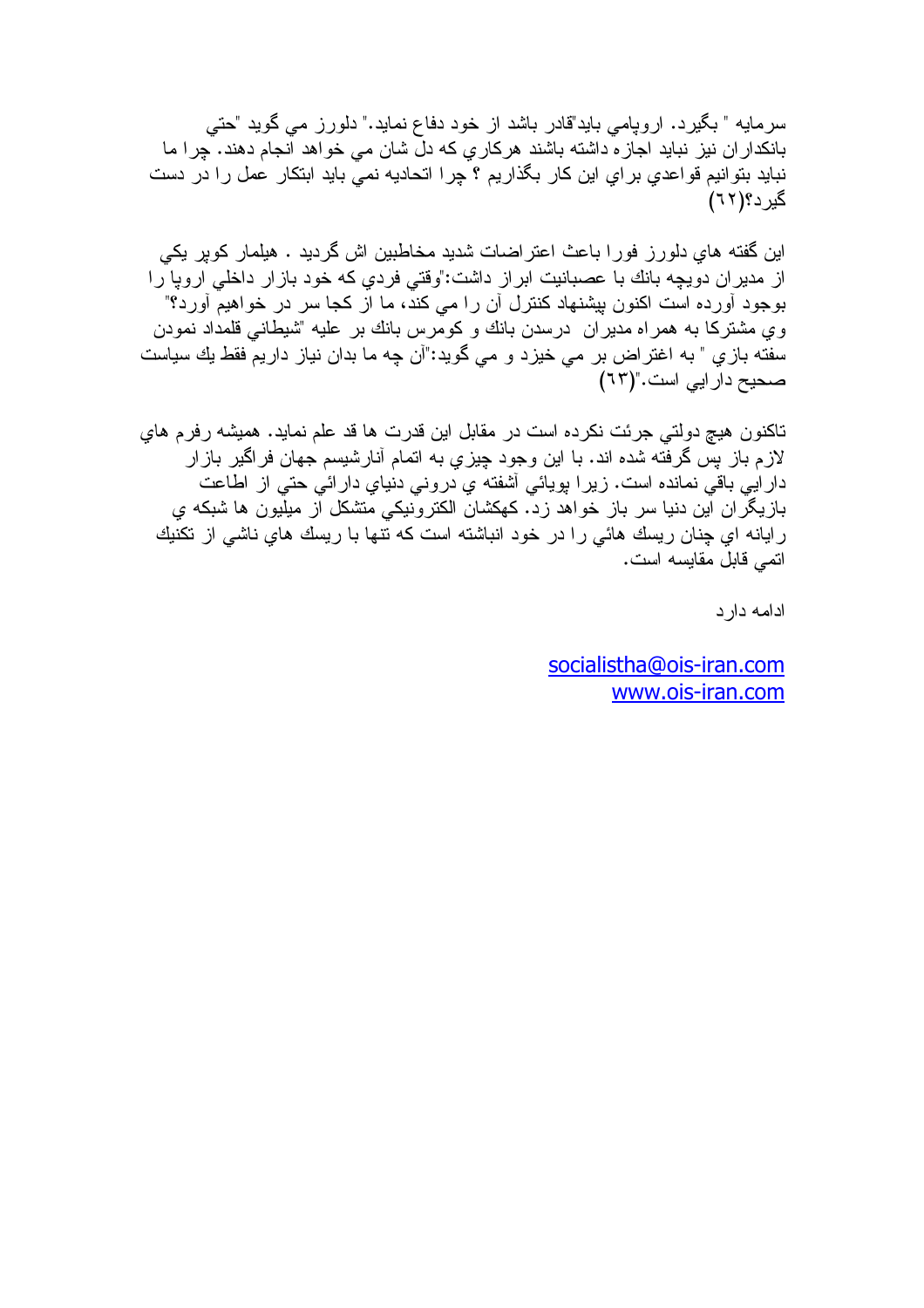سرمايه " بگيرد. اروپامي بايد"قادر باشد از خود دفاع نمايد." دلورز مي گويد "حتي بانكداران نيز نبايد اجازه داشته باشند هركاري كه دل شان مي خواهد انجام دهند. چرا ما نبايد بتوانيم قواعدي براي اين كار بگذاريم ؟ چرا اتحاديه نمي بايد ابتكار عمل را در دست گيرد؟(٦٢)

اين گفته هاي دلورز فورا باعث اعتراضات شديد مخاطبين اش گرديد . هيلمار كوپر يكي از مديران دويچه بانك با عصبانيت ابراز داشت:"وقتي فردي كه خود بازار داخلي اروپا را بوجود آورده است اكنون پيشنهاد كنترل آن را مي كند، ما از كجا سر در خواهيم آورد؟" وي مشتركا به همراه مديران درسدن بانك و كومرس بانك بر عليه "شيطاني قلمداد نمودن سفته بازي " به اعتراض بر مي خيزد و مي گويد:"آن چه ما بدان نياز داريم فقط يك سياست صحيح دارايي است."(٦٣)

تاكنون هيچ دولتي جرئت نكرده است در مقابل اين قدرت ها قد علم نمايد. هميشه رفرم هاي لازم باز پس گرفته شده اند. با اين وجود چيزي به اتمام آنارشيسم جهان فراگير بازار دارايي باقي نمانده است. زيرا پويائي آشفته ي دروني دنياي دارائي حتي از اطاعت بازيگران اين دنيا سر باز خواهد زد. كهكشان الكترونيكي متشكل از ميليون ها شبكه ي رايانه اي چنان ريسك هائي را در خود انباشته است كه تنها با ريسك هاي ناشي از تكنيك اتمي قابل مقايسه است.

ادامه دارد

socialistha@ois-iran.com
www.ois-iran.com